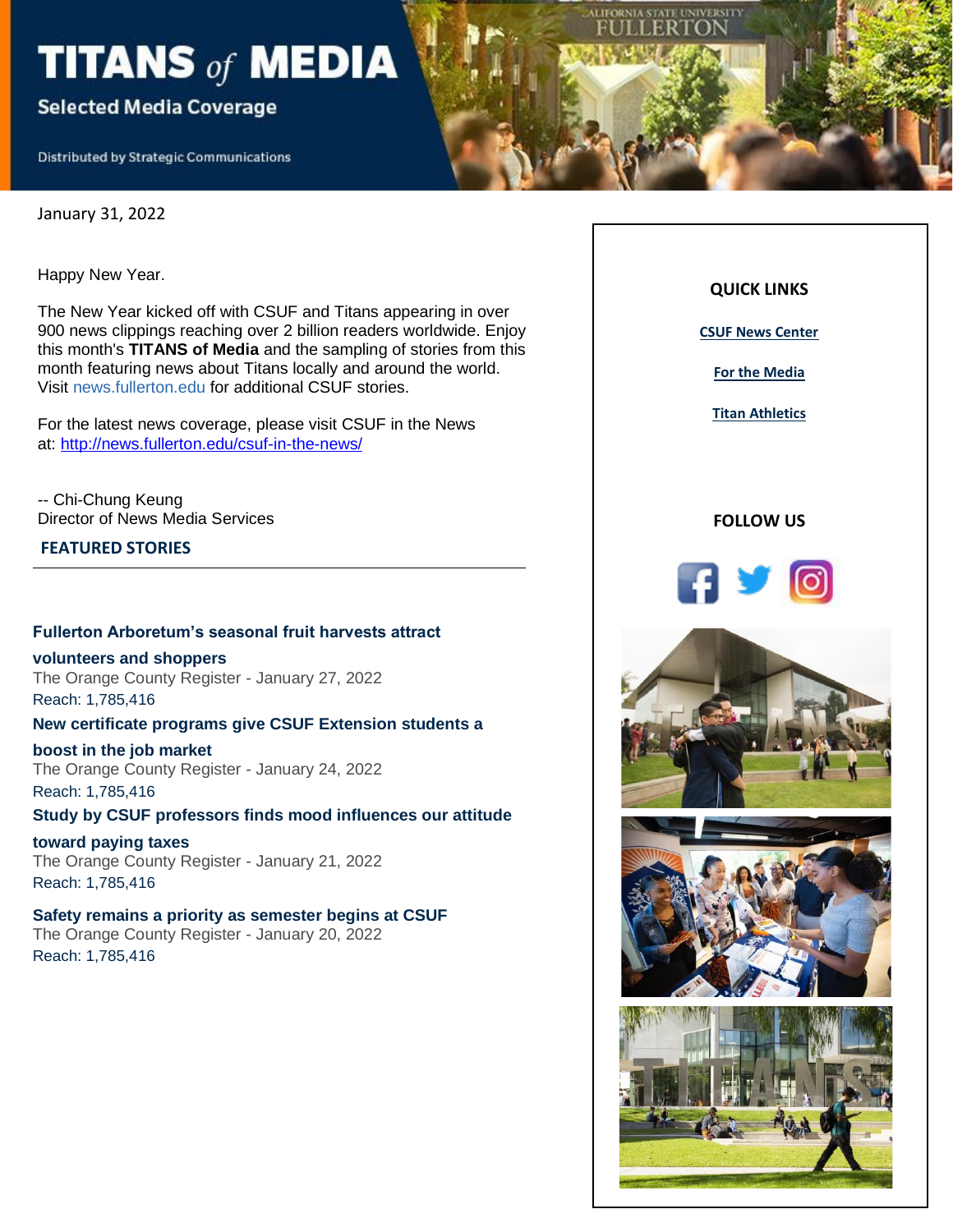# TITANS of MEDIA

**Selected Media Coverage**

Distributed by Strategic Communications

January 31, 2022

Happy New Year.

The New Year kicked off with CSUF and Titans appearing in over 900 news clippings reaching over 2 billion readers worldwide. Enjoy this month's **TITANS of Media** and the sampling of stories from this month featuring news about Titans locally and around the world. Visit news.fullerton.edu for additional CSUF stories.

For the latest news coverage, please visit CSUF in the News at: http://news.fullerton.edu/csuf-in-the-news/

-- Chi-Chung Keung
Director of News Media Services

## FEATURED STORIES

**Fullerton Arboretum's seasonal fruit harvests attract volunteers and shoppers**
The Orange County Register - January 27, 2022
Reach: 1,785,416

**New certificate programs give CSUF Extension students a boost in the job market**
The Orange County Register - January 24, 2022
Reach: 1,785,416

**Study by CSUF professors finds mood influences our attitude toward paying taxes**
The Orange County Register - January 21, 2022
Reach: 1,785,416

**Safety remains a priority as semester begins at CSUF**
The Orange County Register - January 20, 2022
Reach: 1,785,416

## QUICK LINKS

CSUF News Center

For the Media

Titan Athletics

## FOLLOW US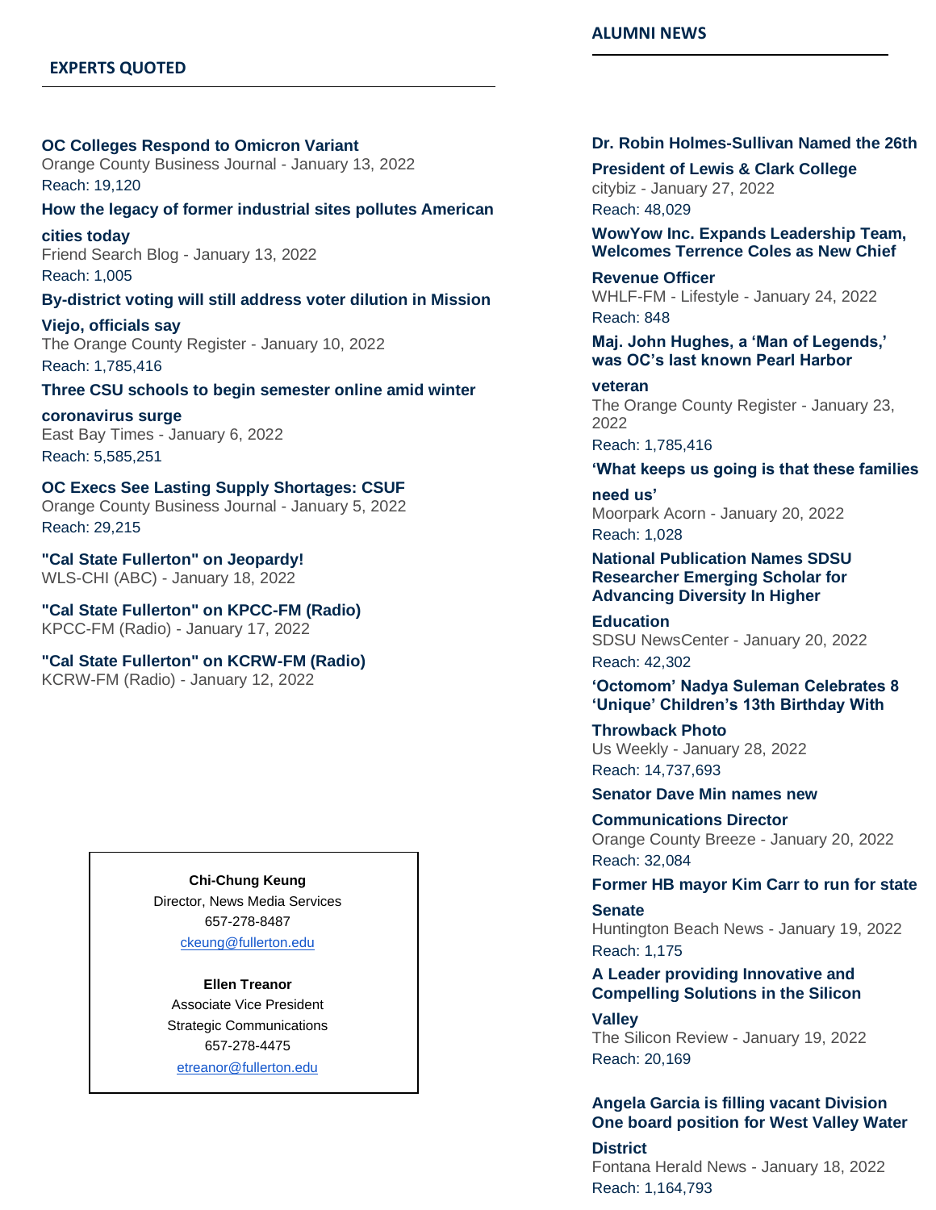## EXPERTS QUOTED

**OC Colleges Respond to Omicron Variant**
Orange County Business Journal - January 13, 2022
Reach: 19,120

**How the legacy of former industrial sites pollutes American cities today**
Friend Search Blog - January 13, 2022
Reach: 1,005

**By-district voting will still address voter dilution in Mission Viejo, officials say**
The Orange County Register - January 10, 2022
Reach: 1,785,416

**Three CSU schools to begin semester online amid winter coronavirus surge**
East Bay Times - January 6, 2022
Reach: 5,585,251

**OC Execs See Lasting Supply Shortages: CSUF**
Orange County Business Journal - January 5, 2022
Reach: 29,215

**"Cal State Fullerton" on Jeopardy!**
WLS-CHI (ABC) - January 18, 2022

**"Cal State Fullerton" on KPCC-FM (Radio)**
KPCC-FM (Radio) - January 17, 2022

**"Cal State Fullerton" on KCRW-FM (Radio)**
KCRW-FM (Radio) - January 12, 2022

**Chi-Chung Keung**
Director, News Media Services
657-278-8487
ckeung@fullerton.edu

**Ellen Treanor**
Associate Vice President
Strategic Communications
657-278-4475
etreanor@fullerton.edu

## ALUMNI NEWS

**Dr. Robin Holmes-Sullivan Named the 26th President of Lewis & Clark College**
citybiz - January 27, 2022
Reach: 48,029

**WowYow Inc. Expands Leadership Team, Welcomes Terrence Coles as New Chief Revenue Officer**
WHLF-FM - Lifestyle - January 24, 2022
Reach: 848

**Maj. John Hughes, a 'Man of Legends,' was OC's last known Pearl Harbor veteran**
The Orange County Register - January 23, 2022
Reach: 1,785,416

**'What keeps us going is that these families need us'**
Moorpark Acorn - January 20, 2022
Reach: 1,028

**National Publication Names SDSU Researcher Emerging Scholar for Advancing Diversity In Higher Education**
SDSU NewsCenter - January 20, 2022
Reach: 42,302

**'Octomom' Nadya Suleman Celebrates 8 'Unique' Children's 13th Birthday With Throwback Photo**
Us Weekly - January 28, 2022
Reach: 14,737,693

**Senator Dave Min names new Communications Director**
Orange County Breeze - January 20, 2022
Reach: 32,084

**Former HB mayor Kim Carr to run for state Senate**
Huntington Beach News - January 19, 2022
Reach: 1,175

**A Leader providing Innovative and Compelling Solutions in the Silicon Valley**
The Silicon Review - January 19, 2022
Reach: 20,169

**Angela Garcia is filling vacant Division One board position for West Valley Water District**
Fontana Herald News - January 18, 2022
Reach: 1,164,793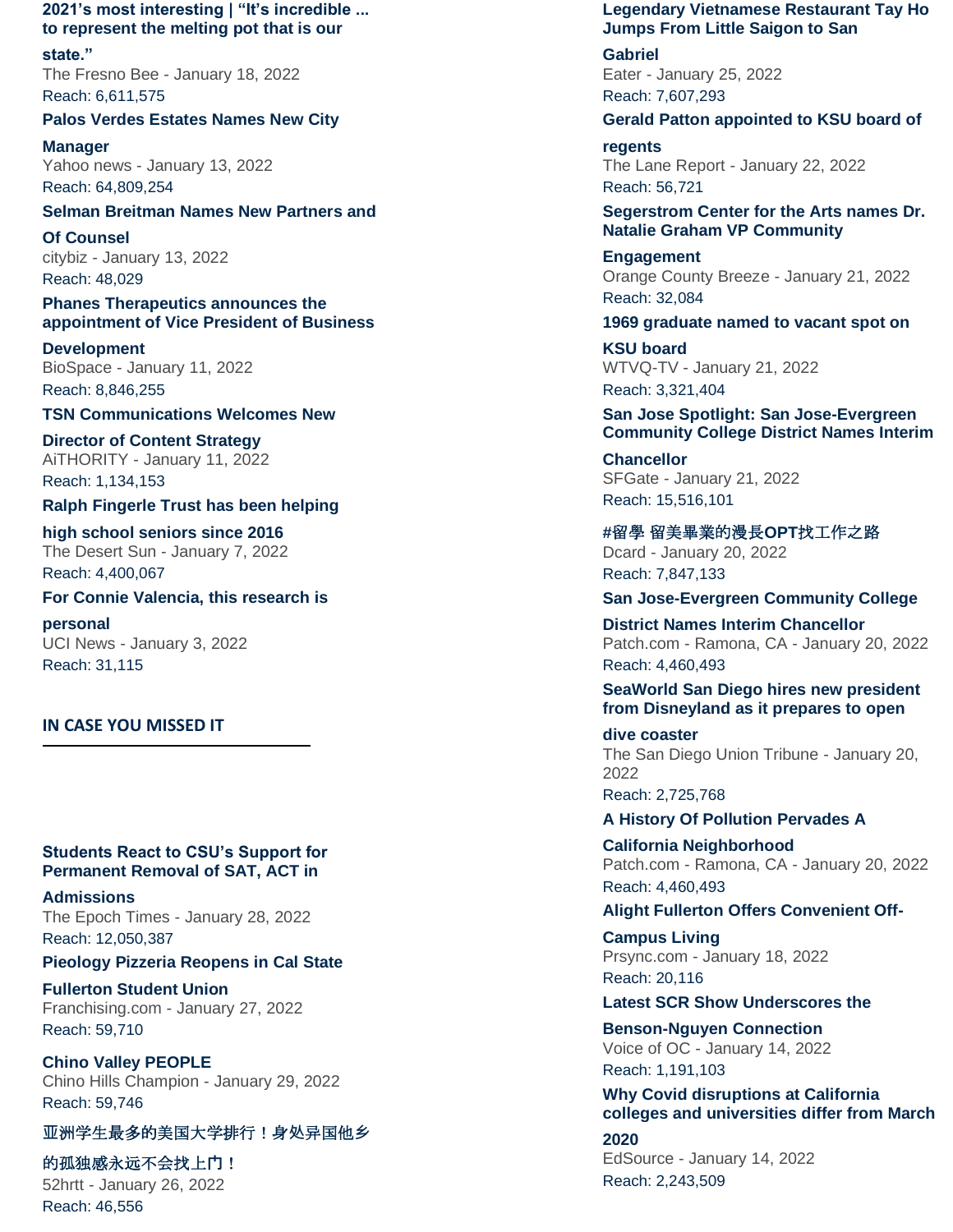**2021's most interesting | "It's incredible ... to represent the melting pot that is our state."**
The Fresno Bee - January 18, 2022
Reach: 6,611,575

**Palos Verdes Estates Names New City Manager**
Yahoo news - January 13, 2022
Reach: 64,809,254

**Selman Breitman Names New Partners and Of Counsel**
citybiz - January 13, 2022
Reach: 48,029

**Phanes Therapeutics announces the appointment of Vice President of Business Development**
BioSpace - January 11, 2022
Reach: 8,846,255

**TSN Communications Welcomes New Director of Content Strategy**
AiTHORITY - January 11, 2022
Reach: 1,134,153

**Ralph Fingerle Trust has been helping high school seniors since 2016**
The Desert Sun - January 7, 2022
Reach: 4,400,067

**For Connie Valencia, this research is personal**
UCI News - January 3, 2022
Reach: 31,115

## IN CASE YOU MISSED IT

**Students React to CSU's Support for Permanent Removal of SAT, ACT in Admissions**
The Epoch Times - January 28, 2022
Reach: 12,050,387

**Pieology Pizzeria Reopens in Cal State Fullerton Student Union**
Franchising.com - January 27, 2022
Reach: 59,710

**Chino Valley PEOPLE**
Chino Hills Champion - January 29, 2022
Reach: 59,746

**亚洲学生最多的美国大学排行！身处异国他乡的孤独感永远不会找上门！**
52hrtt - January 26, 2022
Reach: 46,556

**Legendary Vietnamese Restaurant Tay Ho Jumps From Little Saigon to San Gabriel**
Eater - January 25, 2022
Reach: 7,607,293

**Gerald Patton appointed to KSU board of regents**
The Lane Report - January 22, 2022
Reach: 56,721

**Segerstrom Center for the Arts names Dr. Natalie Graham VP Community Engagement**
Orange County Breeze - January 21, 2022
Reach: 32,084

**1969 graduate named to vacant spot on KSU board**
WTVQ-TV - January 21, 2022
Reach: 3,321,404

**San Jose Spotlight: San Jose-Evergreen Community College District Names Interim Chancellor**
SFGate - January 21, 2022
Reach: 15,516,101

**#留學 留美畢業的漫長OPT找工作之路**
Dcard - January 20, 2022
Reach: 7,847,133

**San Jose-Evergreen Community College District Names Interim Chancellor**
Patch.com - Ramona, CA - January 20, 2022
Reach: 4,460,493

**SeaWorld San Diego hires new president from Disneyland as it prepares to open dive coaster**
The San Diego Union Tribune - January 20, 2022
Reach: 2,725,768

**A History Of Pollution Pervades A California Neighborhood**
Patch.com - Ramona, CA - January 20, 2022
Reach: 4,460,493

**Alight Fullerton Offers Convenient Off-Campus Living**
Prsync.com - January 18, 2022
Reach: 20,116

**Latest SCR Show Underscores the Benson-Nguyen Connection**
Voice of OC - January 14, 2022
Reach: 1,191,103

**Why Covid disruptions at California colleges and universities differ from March 2020**
EdSource - January 14, 2022
Reach: 2,243,509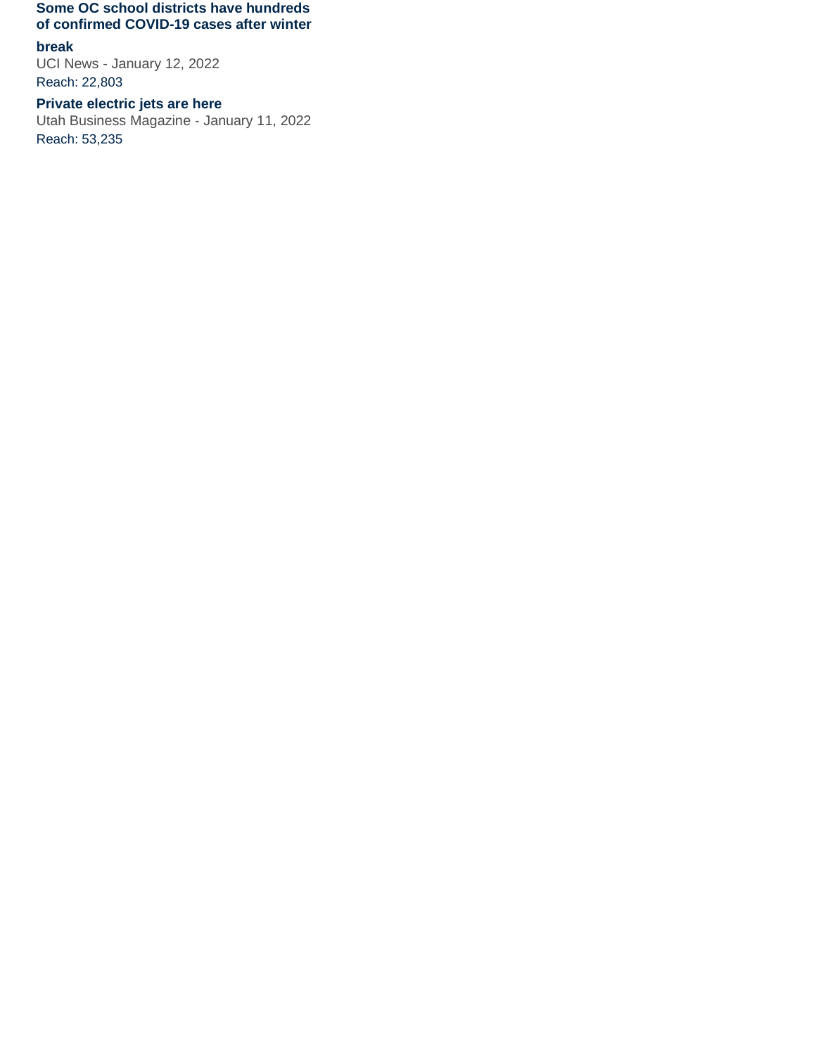**Some OC school districts have hundreds of confirmed COVID-19 cases after winter break**
UCI News - January 12, 2022
Reach: 22,803

**Private electric jets are here**
Utah Business Magazine - January 11, 2022
Reach: 53,235